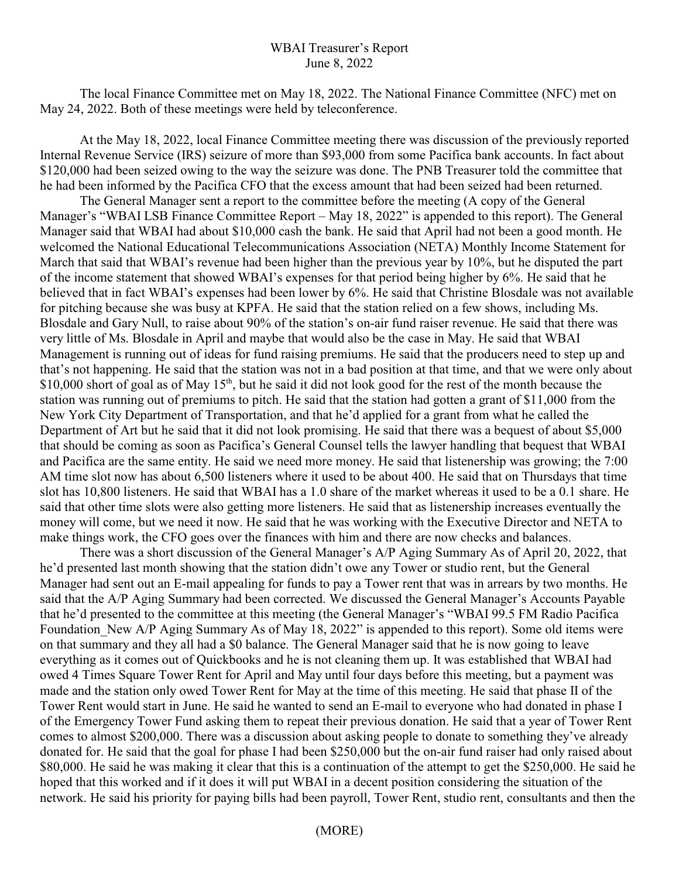# WBAI Treasurer's Report
June 8, 2022

The local Finance Committee met on May 18, 2022. The National Finance Committee (NFC) met on May 24, 2022. Both of these meetings were held by teleconference.

At the May 18, 2022, local Finance Committee meeting there was discussion of the previously reported Internal Revenue Service (IRS) seizure of more than \$93,000 from some Pacifica bank accounts. In fact about \$120,000 had been seized owing to the way the seizure was done. The PNB Treasurer told the committee that he had been informed by the Pacifica CFO that the excess amount that had been seized had been returned.

The General Manager sent a report to the committee before the meeting (A copy of the General Manager's "WBAI LSB Finance Committee Report – May 18, 2022" is appended to this report). The General Manager said that WBAI had about \$10,000 cash the bank. He said that April had not been a good month. He welcomed the National Educational Telecommunications Association (NETA) Monthly Income Statement for March that said that WBAI's revenue had been higher than the previous year by 10%, but he disputed the part of the income statement that showed WBAI's expenses for that period being higher by 6%. He said that he believed that in fact WBAI's expenses had been lower by 6%. He said that Christine Blosdale was not available for pitching because she was busy at KPFA. He said that the station relied on a few shows, including Ms. Blosdale and Gary Null, to raise about 90% of the station's on-air fund raiser revenue. He said that there was very little of Ms. Blosdale in April and maybe that would also be the case in May. He said that WBAI Management is running out of ideas for fund raising premiums. He said that the producers need to step up and that's not happening. He said that the station was not in a bad position at that time, and that we were only about \$10,000 short of goal as of May 15th, but he said it did not look good for the rest of the month because the station was running out of premiums to pitch. He said that the station had gotten a grant of \$11,000 from the New York City Department of Transportation, and that he'd applied for a grant from what he called the Department of Art but he said that it did not look promising. He said that there was a bequest of about \$5,000 that should be coming as soon as Pacifica's General Counsel tells the lawyer handling that bequest that WBAI and Pacifica are the same entity. He said we need more money. He said that listenership was growing; the 7:00 AM time slot now has about 6,500 listeners where it used to be about 400. He said that on Thursdays that time slot has 10,800 listeners. He said that WBAI has a 1.0 share of the market whereas it used to be a 0.1 share. He said that other time slots were also getting more listeners. He said that as listenership increases eventually the money will come, but we need it now. He said that he was working with the Executive Director and NETA to make things work, the CFO goes over the finances with him and there are now checks and balances.

There was a short discussion of the General Manager's A/P Aging Summary As of April 20, 2022, that he'd presented last month showing that the station didn't owe any Tower or studio rent, but the General Manager had sent out an E-mail appealing for funds to pay a Tower rent that was in arrears by two months. He said that the A/P Aging Summary had been corrected. We discussed the General Manager's Accounts Payable that he'd presented to the committee at this meeting (the General Manager's "WBAI 99.5 FM Radio Pacifica Foundation_New A/P Aging Summary As of May 18, 2022" is appended to this report). Some old items were on that summary and they all had a \$0 balance. The General Manager said that he is now going to leave everything as it comes out of Quickbooks and he is not cleaning them up. It was established that WBAI had owed 4 Times Square Tower Rent for April and May until four days before this meeting, but a payment was made and the station only owed Tower Rent for May at the time of this meeting. He said that phase II of the Tower Rent would start in June. He said he wanted to send an E-mail to everyone who had donated in phase I of the Emergency Tower Fund asking them to repeat their previous donation. He said that a year of Tower Rent comes to almost \$200,000. There was a discussion about asking people to donate to something they've already donated for. He said that the goal for phase I had been \$250,000 but the on-air fund raiser had only raised about \$80,000. He said he was making it clear that this is a continuation of the attempt to get the \$250,000. He said he hoped that this worked and if it does it will put WBAI in a decent position considering the situation of the network. He said his priority for paying bills had been payroll, Tower Rent, studio rent, consultants and then the

(MORE)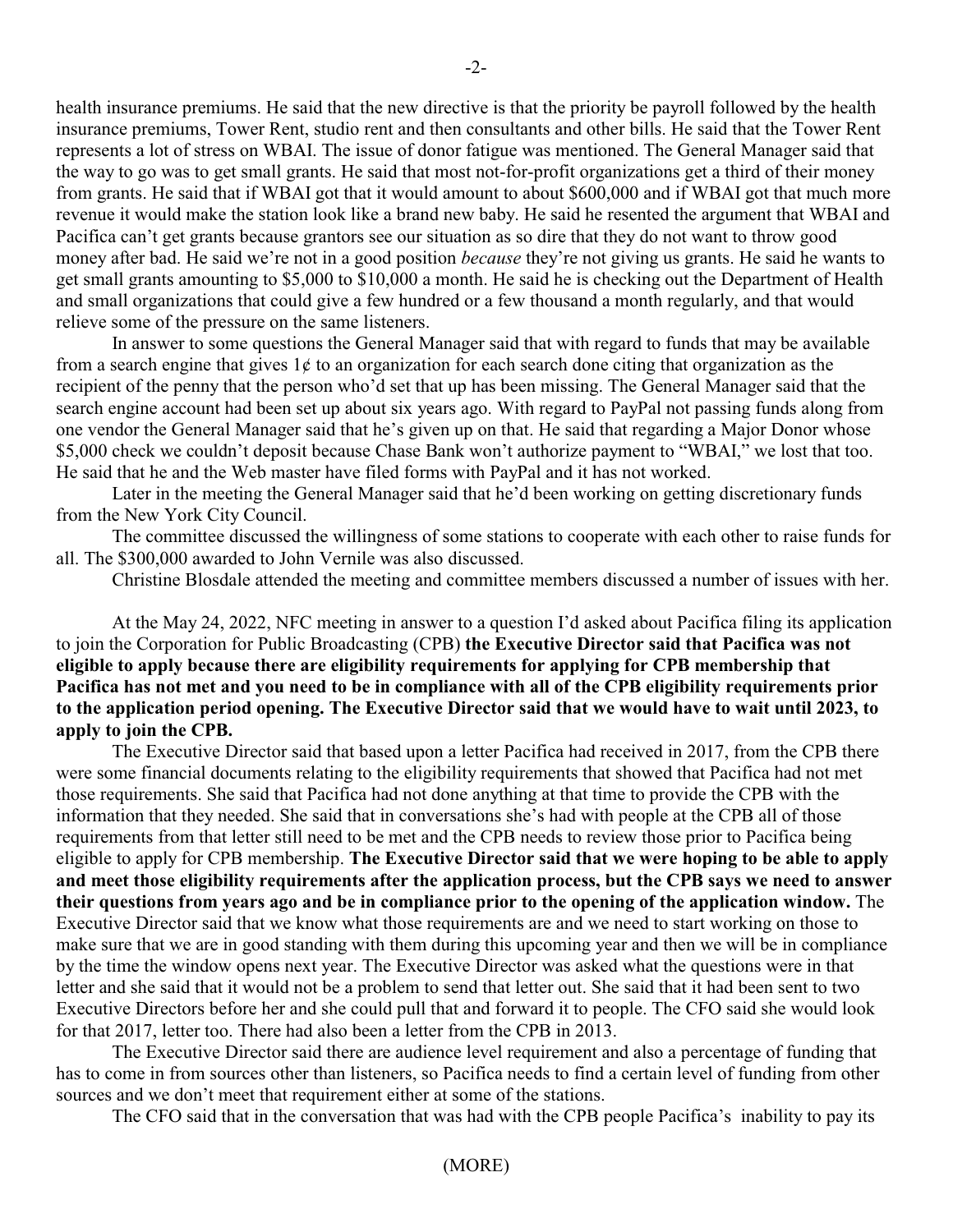health insurance premiums. He said that the new directive is that the priority be payroll followed by the health insurance premiums, Tower Rent, studio rent and then consultants and other bills. He said that the Tower Rent represents a lot of stress on WBAI. The issue of donor fatigue was mentioned. The General Manager said that the way to go was to get small grants. He said that most not-for-profit organizations get a third of their money from grants. He said that if WBAI got that it would amount to about $600,000 and if WBAI got that much more revenue it would make the station look like a brand new baby. He said he resented the argument that WBAI and Pacifica can't get grants because grantors see our situation as so dire that they do not want to throw good money after bad. He said we're not in a good position *because* they're not giving us grants. He said he wants to get small grants amounting to $5,000 to $10,000 a month. He said he is checking out the Department of Health and small organizations that could give a few hundred or a few thousand a month regularly, and that would relieve some of the pressure on the same listeners.

In answer to some questions the General Manager said that with regard to funds that may be available from a search engine that gives 1¢ to an organization for each search done citing that organization as the recipient of the penny that the person who'd set that up has been missing. The General Manager said that the search engine account had been set up about six years ago. With regard to PayPal not passing funds along from one vendor the General Manager said that he's given up on that. He said that regarding a Major Donor whose $5,000 check we couldn't deposit because Chase Bank won't authorize payment to "WBAI," we lost that too. He said that he and the Web master have filed forms with PayPal and it has not worked.

Later in the meeting the General Manager said that he'd been working on getting discretionary funds from the New York City Council.

The committee discussed the willingness of some stations to cooperate with each other to raise funds for all. The $300,000 awarded to John Vernile was also discussed.

Christine Blosdale attended the meeting and committee members discussed a number of issues with her.

At the May 24, 2022, NFC meeting in answer to a question I'd asked about Pacifica filing its application to join the Corporation for Public Broadcasting (CPB) **the Executive Director said that Pacifica was not eligible to apply because there are eligibility requirements for applying for CPB membership that Pacifica has not met and you need to be in compliance with all of the CPB eligibility requirements prior to the application period opening. The Executive Director said that we would have to wait until 2023, to apply to join the CPB.**

The Executive Director said that based upon a letter Pacifica had received in 2017, from the CPB there were some financial documents relating to the eligibility requirements that showed that Pacifica had not met those requirements. She said that Pacifica had not done anything at that time to provide the CPB with the information that they needed. She said that in conversations she's had with people at the CPB all of those requirements from that letter still need to be met and the CPB needs to review those prior to Pacifica being eligible to apply for CPB membership. **The Executive Director said that we were hoping to be able to apply and meet those eligibility requirements after the application process, but the CPB says we need to answer their questions from years ago and be in compliance prior to the opening of the application window.** The Executive Director said that we know what those requirements are and we need to start working on those to make sure that we are in good standing with them during this upcoming year and then we will be in compliance by the time the window opens next year. The Executive Director was asked what the questions were in that letter and she said that it would not be a problem to send that letter out. She said that it had been sent to two Executive Directors before her and she could pull that and forward it to people. The CFO said she would look for that 2017, letter too. There had also been a letter from the CPB in 2013.

The Executive Director said there are audience level requirement and also a percentage of funding that has to come in from sources other than listeners, so Pacifica needs to find a certain level of funding from other sources and we don't meet that requirement either at some of the stations.

The CFO said that in the conversation that was had with the CPB people Pacifica's inability to pay its

(MORE)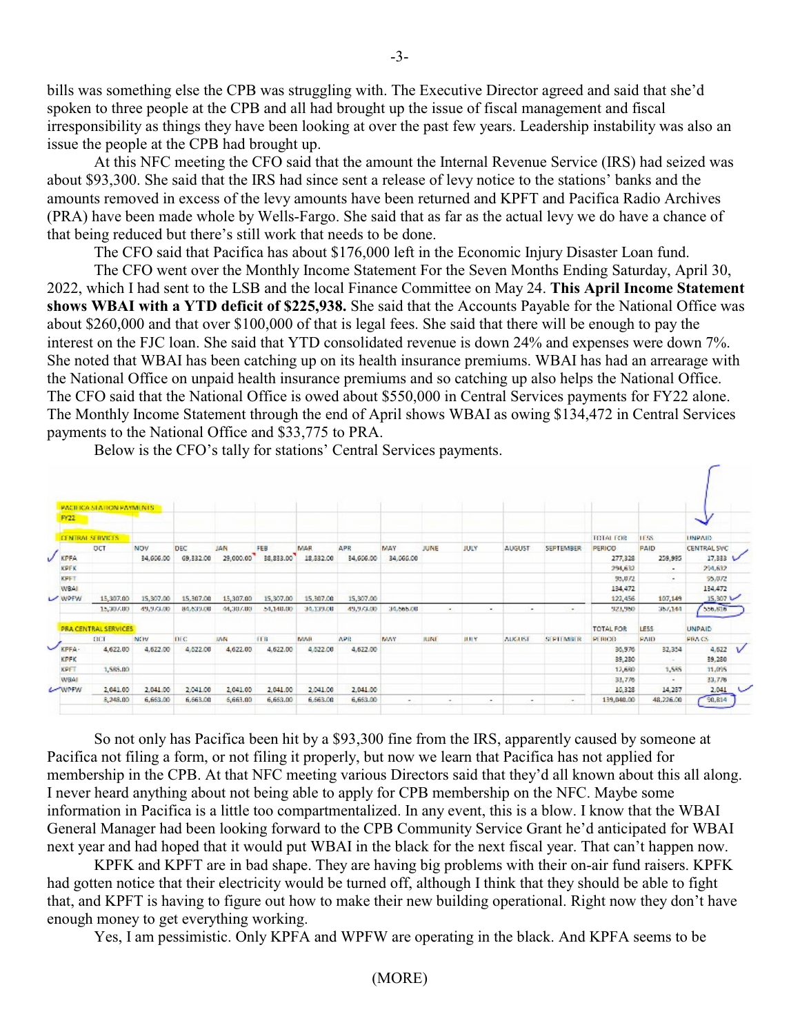bills was something else the CPB was struggling with. The Executive Director agreed and said that she'd spoken to three people at the CPB and all had brought up the issue of fiscal management and fiscal irresponsibility as things they have been looking at over the past few years. Leadership instability was also an issue the people at the CPB had brought up.

At this NFC meeting the CFO said that the amount the Internal Revenue Service (IRS) had seized was about $93,300. She said that the IRS had since sent a release of levy notice to the stations' banks and the amounts removed in excess of the levy amounts have been returned and KPFT and Pacifica Radio Archives (PRA) have been made whole by Wells-Fargo. She said that as far as the actual levy we do have a chance of that being reduced but there's still work that needs to be done.

The CFO said that Pacifica has about $176,000 left in the Economic Injury Disaster Loan fund.

The CFO went over the Monthly Income Statement For the Seven Months Ending Saturday, April 30, 2022, which I had sent to the LSB and the local Finance Committee on May 24. **This April Income Statement shows WBAI with a YTD deficit of $225,938.** She said that the Accounts Payable for the National Office was about $260,000 and that over $100,000 of that is legal fees. She said that there will be enough to pay the interest on the FJC loan. She said that YTD consolidated revenue is down 24% and expenses were down 7%. She noted that WBAI has been catching up on its health insurance premiums. WBAI has had an arrearage with the National Office on unpaid health insurance premiums and so catching up also helps the National Office. The CFO said that the National Office is owed about $550,000 in Central Services payments for FY22 alone. The Monthly Income Statement through the end of April shows WBAI as owing $134,472 in Central Services payments to the National Office and $33,775 to PRA.

Below is the CFO's tally for stations' Central Services payments.

PACIFICA STATION PAYMENTS
FY22

| CENTRAL SERVICES | OCT | NOV | DEC | JAN | FEB | MAR | APR | MAY | JUNE | JULY | AUGUST | SEPTEMBER | TOTAL FOR PERIOD | LESS PAID | UNPAID CENTRAL SVC |
|---|---|---|---|---|---|---|---|---|---|---|---|---|---|---|---|
| KPFA | | 34,666.00 | 69,332.00 | 29,000.00 | 38,833.00 | 18,832.00 | 34,666.00 | 34,666.00 | | | | | 277,328 | 259,995 | 17,333 |
| KPFK | | | | | | | | | | | | | 294,632 | - | 294,632 |
| KPFT | | | | | | | | | | | | | 95,072 | - | 95,072 |
| WBAI | | | | | | | | | | | | | 134,472 | | 134,472 |
| WPFW | 15,307.00 | 15,307.00 | 15,307.00 | 15,307.00 | 15,307.00 | 15,307.00 | 15,307.00 | | | | | | 122,456 | 107,149 | 15,307 |
| | 15,307.00 | 49,973.00 | 84,639.00 | 44,307.00 | 54,140.00 | 34,139.00 | 49,973.00 | 34,666.00 | - | - | - | - | 923,960 | 367,144 | 556,816 |

| PRA CENTRAL SERVICES | OCT | NOV | DEC | JAN | FEB | MAR | APR | MAY | JUNE | JULY | AUGUST | SEPTEMBER | TOTAL FOR PERIOD | LESS PAID | UNPAID PRA CS |
|---|---|---|---|---|---|---|---|---|---|---|---|---|---|---|---|
| KPFA | 4,622.00 | 4,622.00 | 4,622.00 | 4,622.00 | 4,622.00 | 4,622.00 | 4,622.00 | | | | | | 36,976 | 32,354 | 4,622 |
| KPFK | | | | | | | | | | | | | 39,280 | - | 39,280 |
| KPFT | 1,585.00 | | | | | | | | | | | | 12,680 | 1,585 | 11,095 |
| WBAI | | | | | | | | | | | | | 33,776 | - | 33,776 |
| WPFW | 2,041.00 | 2,041.00 | 2,041.00 | 2,041.00 | 2,041.00 | 2,041.00 | 2,041.00 | | | | | | 16,328 | 14,287 | 2,041 |
| | 8,248.00 | 6,663.00 | 6,663.00 | 6,663.00 | 6,663.00 | 6,663.00 | 6,663.00 | - | - | - | - | - | 139,040.00 | 48,226.00 | 90,814 |

So not only has Pacifica been hit by a $93,300 fine from the IRS, apparently caused by someone at Pacifica not filing a form, or not filing it properly, but now we learn that Pacifica has not applied for membership in the CPB. At that NFC meeting various Directors said that they'd all known about this all along. I never heard anything about not being able to apply for CPB membership on the NFC. Maybe some information in Pacifica is a little too compartmentalized. In any event, this is a blow. I know that the WBAI General Manager had been looking forward to the CPB Community Service Grant he'd anticipated for WBAI next year and had hoped that it would put WBAI in the black for the next fiscal year. That can't happen now.

KPFK and KPFT are in bad shape. They are having big problems with their on-air fund raisers. KPFK had gotten notice that their electricity would be turned off, although I think that they should be able to fight that, and KPFT is having to figure out how to make their new building operational. Right now they don't have enough money to get everything working.

Yes, I am pessimistic. Only KPFA and WPFW are operating in the black. And KPFA seems to be

(MORE)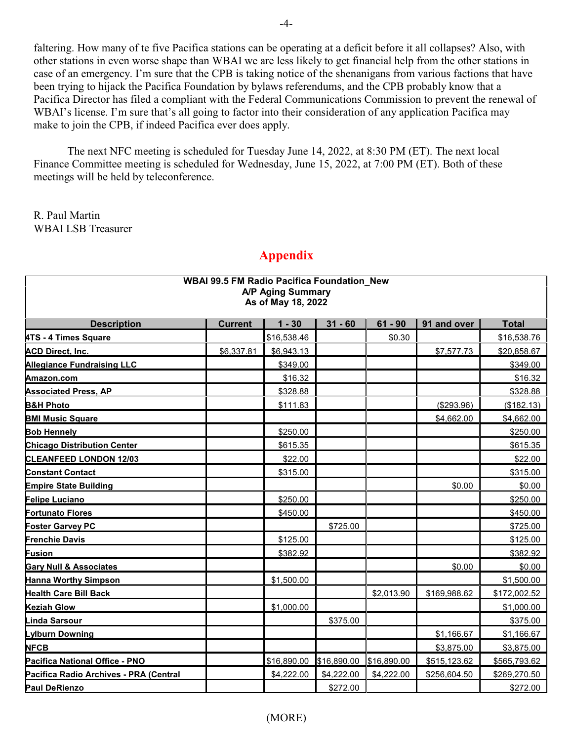faltering. How many of te five Pacifica stations can be operating at a deficit before it all collapses? Also, with other stations in even worse shape than WBAI we are less likely to get financial help from the other stations in case of an emergency. I'm sure that the CPB is taking notice of the shenanigans from various factions that have been trying to hijack the Pacifica Foundation by bylaws referendums, and the CPB probably know that a Pacifica Director has filed a compliant with the Federal Communications Commission to prevent the renewal of WBAI's license. I'm sure that's all going to factor into their consideration of any application Pacifica may make to join the CPB, if indeed Pacifica ever does apply.

The next NFC meeting is scheduled for Tuesday June 14, 2022, at 8:30 PM (ET). The next local Finance Committee meeting is scheduled for Wednesday, June 15, 2022, at 7:00 PM (ET). Both of these meetings will be held by teleconference.

R. Paul Martin
WBAI LSB Treasurer

## Appendix

**WBAI 99.5 FM Radio Pacifica Foundation_New**
**A/P Aging Summary**
**As of May 18, 2022**

| Description | Current | 1 - 30 | 31 - 60 | 61 - 90 | 91 and over | Total |
|---|---|---|---|---|---|---|
| 4TS - 4 Times Square | | $16,538.46 | | $0.30 | | $16,538.76 |
| ACD Direct, Inc. | $6,337.81 | $6,943.13 | | | $7,577.73 | $20,858.67 |
| Allegiance Fundraising LLC | | $349.00 | | | | $349.00 |
| Amazon.com | | $16.32 | | | | $16.32 |
| Associated Press, AP | | $328.88 | | | | $328.88 |
| B&H Photo | | $111.83 | | | ($293.96) | ($182.13) |
| BMI Music Square | | | | | $4,662.00 | $4,662.00 |
| Bob Hennely | | $250.00 | | | | $250.00 |
| Chicago Distribution Center | | $615.35 | | | | $615.35 |
| CLEANFEED LONDON 12/03 | | $22.00 | | | | $22.00 |
| Constant Contact | | $315.00 | | | | $315.00 |
| Empire State Building | | | | | $0.00 | $0.00 |
| Felipe Luciano | | $250.00 | | | | $250.00 |
| Fortunato Flores | | $450.00 | | | | $450.00 |
| Foster Garvey PC | | | $725.00 | | | $725.00 |
| Frenchie Davis | | $125.00 | | | | $125.00 |
| Fusion | | $382.92 | | | | $382.92 |
| Gary Null & Associates | | | | | $0.00 | $0.00 |
| Hanna Worthy Simpson | | $1,500.00 | | | | $1,500.00 |
| Health Care Bill Back | | | | $2,013.90 | $169,988.62 | $172,002.52 |
| Keziah Glow | | $1,000.00 | | | | $1,000.00 |
| Linda Sarsour | | | $375.00 | | | $375.00 |
| Lylburn Downing | | | | | $1,166.67 | $1,166.67 |
| NFCB | | | | | $3,875.00 | $3,875.00 |
| Pacifica National Office - PNO | | $16,890.00 | $16,890.00 | $16,890.00 | $515,123.62 | $565,793.62 |
| Pacifica Radio Archives - PRA (Central | | $4,222.00 | $4,222.00 | $4,222.00 | $256,604.50 | $269,270.50 |
| Paul DeRienzo | | | $272.00 | | | $272.00 |

(MORE)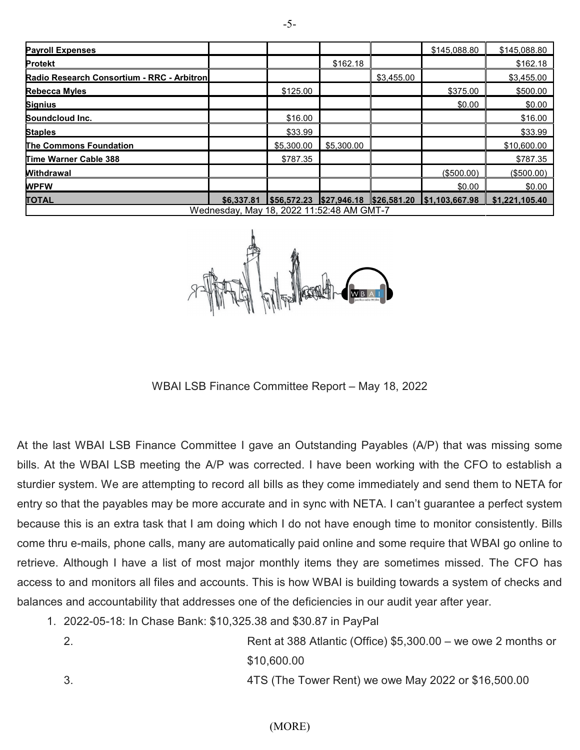| | | | | | | |
|---|---|---|---|---|---|---|
| **Payroll Expenses** | | | | | $145,088.80 | $145,088.80 |
| **Protekt** | | | $162.18 | | | $162.18 |
| **Radio Research Consortium - RRC - Arbitron** | | | | $3,455.00 | | $3,455.00 |
| **Rebecca Myles** | | $125.00 | | | $375.00 | $500.00 |
| **Signius** | | | | | $0.00 | $0.00 |
| **Soundcloud Inc.** | | $16.00 | | | | $16.00 |
| **Staples** | | $33.99 | | | | $33.99 |
| **The Commons Foundation** | | $5,300.00 | $5,300.00 | | | $10,600.00 |
| **Time Warner Cable 388** | | $787.35 | | | | $787.35 |
| **Withdrawal** | | | | | ($500.00) | ($500.00) |
| **WPFW** | | | | | $0.00 | $0.00 |
| **TOTAL** | **$6,337.81** | **$56,572.23** | **$27,946.18** | **$26,581.20** | **$1,103,667.98** | **$1,221,105.40** |
| Wednesday, May 18, 2022 11:52:48 AM GMT-7 | | | | | | |

WBAI LSB Finance Committee Report – May 18, 2022

At the last WBAI LSB Finance Committee I gave an Outstanding Payables (A/P) that was missing some bills. At the WBAI LSB meeting the A/P was corrected. I have been working with the CFO to establish a sturdier system. We are attempting to record all bills as they come immediately and send them to NETA for entry so that the payables may be more accurate and in sync with NETA. I can't guarantee a perfect system because this is an extra task that I am doing which I do not have enough time to monitor consistently. Bills come thru e-mails, phone calls, many are automatically paid online and some require that WBAI go online to retrieve. Although I have a list of most major monthly items they are sometimes missed. The CFO has access to and monitors all files and accounts. This is how WBAI is building towards a system of checks and balances and accountability that addresses one of the deficiencies in our audit year after year.

1. 2022-05-18: In Chase Bank: $10,325.38 and $30.87 in PayPal
2. Rent at 388 Atlantic (Office) $5,300.00 – we owe 2 months or $10,600.00
3. 4TS (The Tower Rent) we owe May 2022 or $16,500.00

(MORE)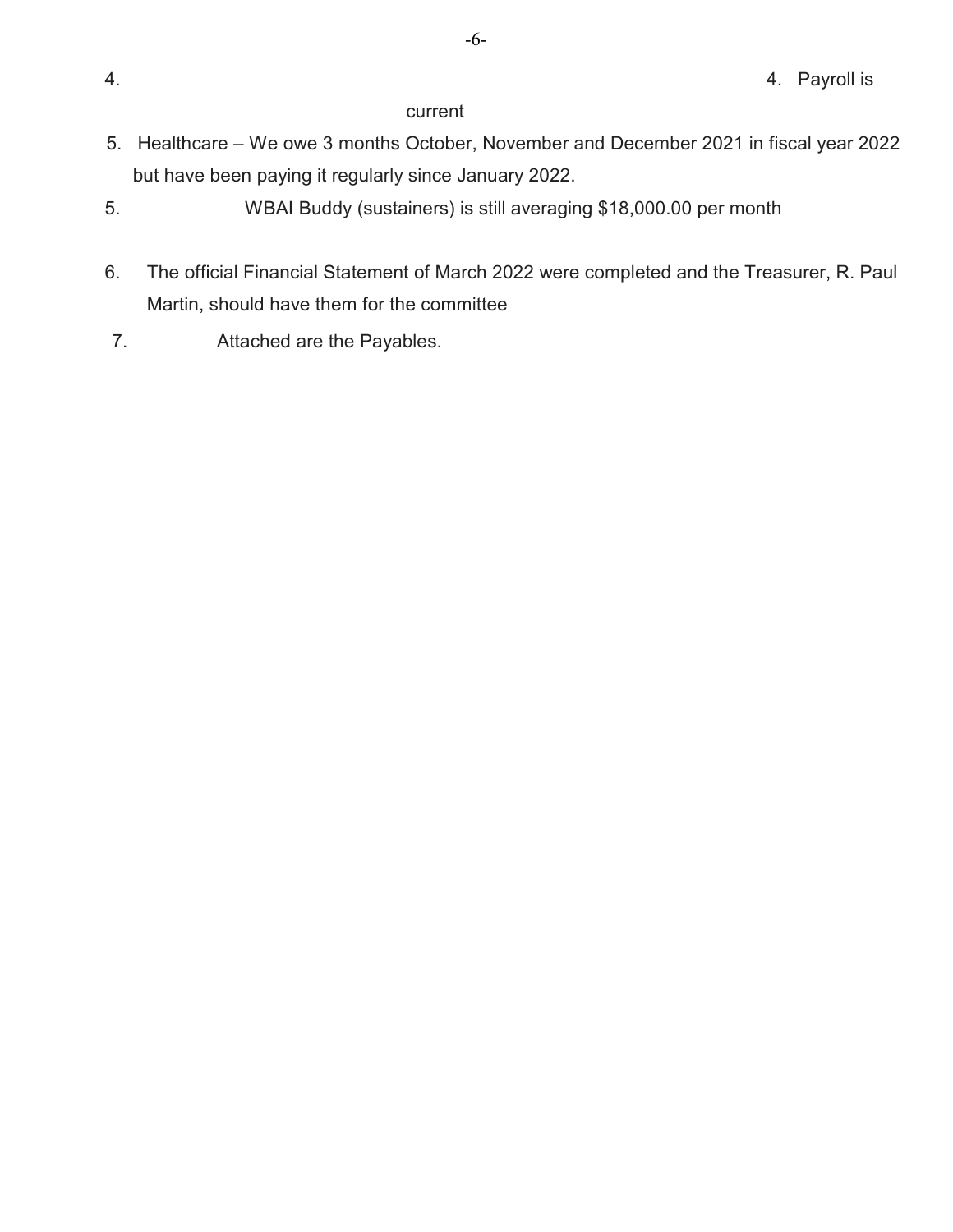4.

4. Payroll is current

5. Healthcare – We owe 3 months October, November and December 2021 in fiscal year 2022 but have been paying it regularly since January 2022.

5. WBAI Buddy (sustainers) is still averaging $18,000.00 per month

6. The official Financial Statement of March 2022 were completed and the Treasurer, R. Paul Martin, should have them for the committee

7. Attached are the Payables.